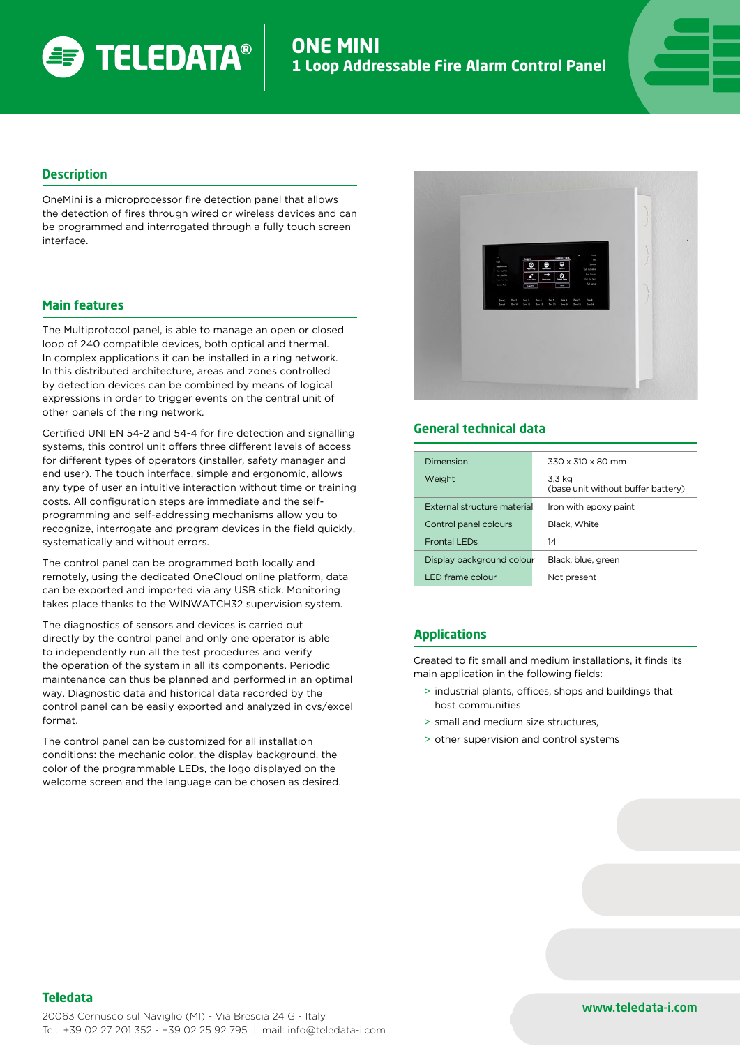# ONE MINI

## 1 Loop Addressable Fire Alarm Control Panel

## Description

OneMini is a microprocessor fire detection panel that allows the detection of fires through wired or wireless devices and can be programmed and interrogated through a fully touch screen interface.

## Main features

The Multiprotocol panel, is able to manage an open or closed loop of 240 compatible devices, both optical and thermal. In complex applications it can be installed in a ring network. In this distributed architecture, areas and zones controlled by detection devices can be combined by means of logical expressions in order to trigger events on the central unit of other panels of the ring network.

Certified UNI EN 54-2 and 54-4 for fire detection and signalling systems, this control unit offers three different levels of access for different types of operators (installer, safety manager and end user). The touch interface, simple and ergonomic, allows any type of user an intuitive interaction without time or training costs. All configuration steps are immediate and the self-programming and self-addressing mechanisms allow you to recognize, interrogate and program devices in the field quickly, systematically and without errors.

The control panel can be programmed both locally and remotely, using the dedicated OneCloud online platform, data can be exported and imported via any USB stick. Monitoring takes place thanks to the WINWATCH32 supervision system.

The diagnostics of sensors and devices is carried out directly by the control panel and only one operator is able to independently run all the test procedures and verify the operation of the system in all its components. Periodic maintenance can thus be planned and performed in an optimal way. Diagnostic data and historical data recorded by the control panel can be easily exported and analyzed in cvs/excel format.

The control panel can be customized for all installation conditions: the mechanic color, the display background, the color of the programmable LEDs, the logo displayed on the welcome screen and the language can be chosen as desired.

## General technical data

| | |
|---|---|
| Dimension | 330 x 310 x 80 mm |
| Weight | 3,3 kg (base unit without buffer battery) |
| External structure material | Iron with epoxy paint |
| Control panel colours | Black, White |
| Frontal LEDs | 14 |
| Display background colour | Black, blue, green |
| LED frame colour | Not present |

## Applications

Created to fit small and medium installations, it finds its main application in the following fields:

- industrial plants, offices, shops and buildings that host communities
- small and medium size structures,
- other supervision and control systems

**Teledata**

20063 Cernusco sul Naviglio (MI) - Via Brescia 24 G - Italy
Tel.: +39 02 27 201 352 - +39 02 25 92 795 | mail: info@teledata-i.com

www.teledata-i.com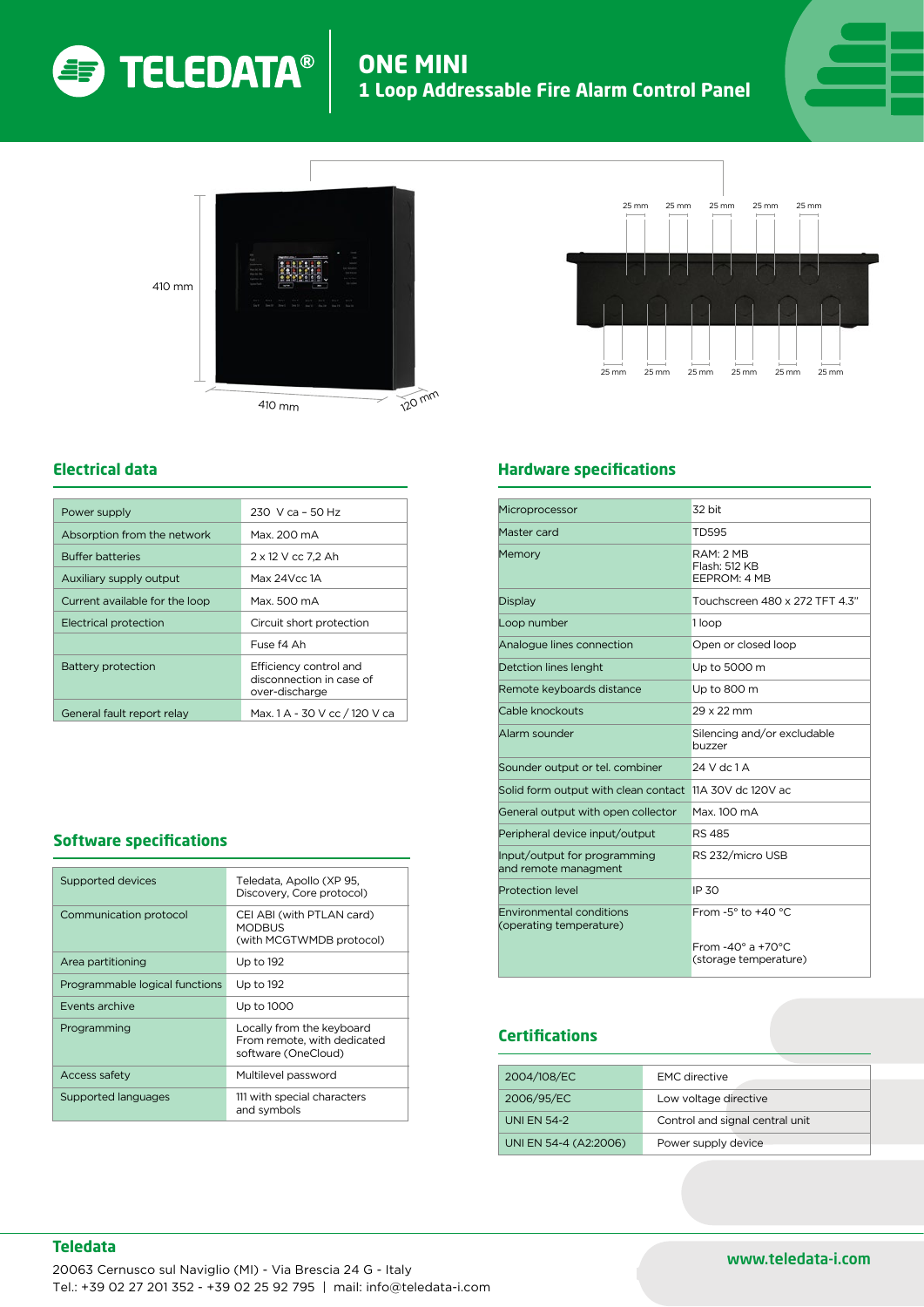# ONE MINI
## 1 Loop Addressable Fire Alarm Control Panel

410 mm

410 mm

120 mm

25 mm 25 mm 25 mm 25 mm 25 mm

25 mm 25 mm 25 mm 25 mm 25 mm 25 mm

## Electrical data

| | |
|---|---|
| Power supply | 230 V ca – 50 Hz |
| Absorption from the network | Max. 200 mA |
| Buffer batteries | 2 x 12 V cc 7,2 Ah |
| Auxiliary supply output | Max 24Vcc 1A |
| Current available for the loop | Max. 500 mA |
| Electrical protection | Circuit short protection |
| | Fuse f4 Ah |
| Battery protection | Efficiency control and disconnection in case of over-discharge |
| General fault report relay | Max. 1 A - 30 V cc / 120 V ca |

## Software specifications

| | |
|---|---|
| Supported devices | Teledata, Apollo (XP 95, Discovery, Core protocol) |
| Communication protocol | CEI ABI (with PTLAN card)<br>MODBUS<br>(with MCGTWMDB protocol) |
| Area partitioning | Up to 192 |
| Programmable logical functions | Up to 192 |
| Events archive | Up to 1000 |
| Programming | Locally from the keyboard<br>From remote, with dedicated software (OneCloud) |
| Access safety | Multilevel password |
| Supported languages | 111 with special characters and symbols |

## Hardware specifications

| | |
|---|---|
| Microprocessor | 32 bit |
| Master card | TD595 |
| Memory | RAM: 2 MB<br>Flash: 512 KB<br>EEPROM: 4 MB |
| Display | Touchscreen 480 x 272 TFT 4.3" |
| Loop number | 1 loop |
| Analogue lines connection | Open or closed loop |
| Detction lines lenght | Up to 5000 m |
| Remote keyboards distance | Up to 800 m |
| Cable knockouts | 29 x 22 mm |
| Alarm sounder | Silencing and/or excludable buzzer |
| Sounder output or tel. combiner | 24 V dc 1 A |
| Solid form output with clean contact | 11A 30V dc 120V ac |
| General output with open collector | Max. 100 mA |
| Peripheral device input/output | RS 485 |
| Input/output for programming and remote managment | RS 232/micro USB |
| Protection level | IP 30 |
| Environmental conditions (operating temperature) | From -5° to +40 °C<br><br>From -40° a +70°C (storage temperature) |

## Certifications

| | |
|---|---|
| 2004/108/EC | EMC directive |
| 2006/95/EC | Low voltage directive |
| UNI EN 54-2 | Control and signal central unit |
| UNI EN 54-4 (A2:2006) | Power supply device |

**Teledata**

20063 Cernusco sul Naviglio (MI) - Via Brescia 24 G - Italy
Tel.: +39 02 27 201 352 - +39 02 25 92 795 | mail: info@teledata-i.com

**www.teledata-i.com**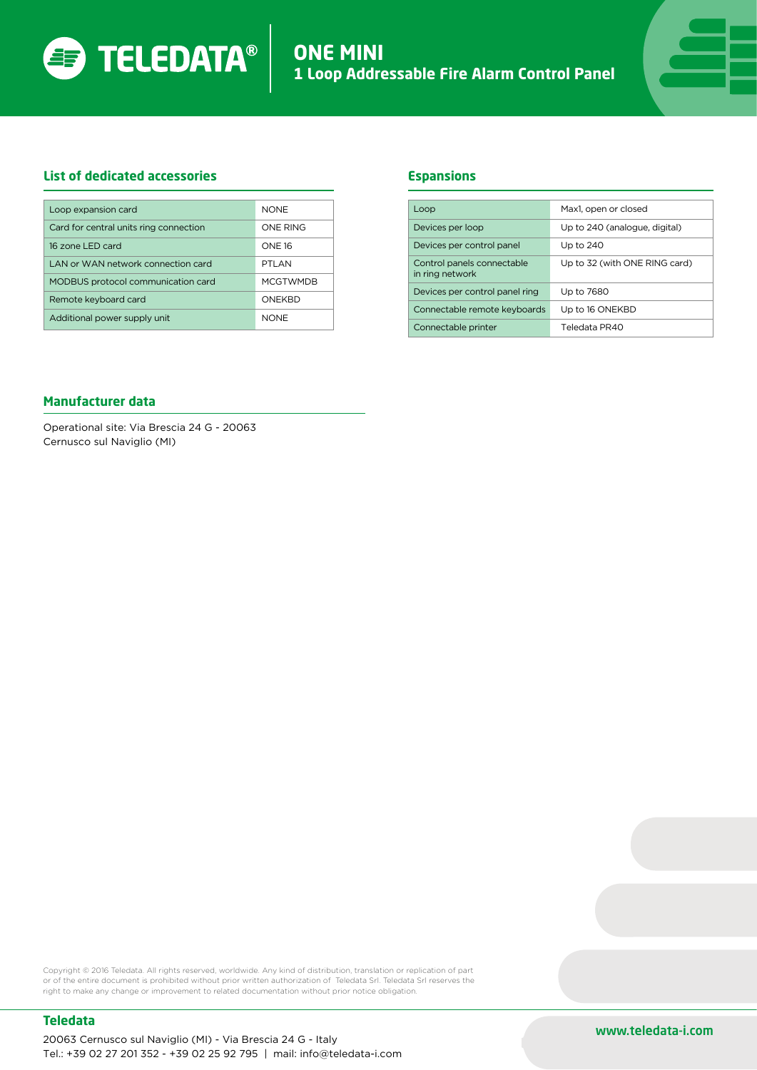## List of dedicated accessories

| | |
|---|---|
| Loop expansion card | NONE |
| Card for central units ring connection | ONE RING |
| 16 zone LED card | ONE 16 |
| LAN or WAN network connection card | PTLAN |
| MODBUS protocol communication card | MCGTWMDB |
| Remote keyboard card | ONEKBD |
| Additional power supply unit | NONE |

## Espansions

| | |
|---|---|
| Loop | Max1, open or closed |
| Devices per loop | Up to 240 (analogue, digital) |
| Devices per control panel | Up to 240 |
| Control panels connectable in ring network | Up to 32 (with ONE RING card) |
| Devices per control panel ring | Up to 7680 |
| Connectable remote keyboards | Up to 16 ONEKBD |
| Connectable printer | Teledata PR40 |

## Manufacturer data

Operational site: Via Brescia 24 G - 20063
Cernusco sul Naviglio (MI)

Copyright © 2016 Teledata. All rights reserved, worldwide. Any kind of distribution, translation or replication of part or of the entire document is prohibited without prior written authorization of Teledata Srl. Teledata Srl reserves the right to make any change or improvement to related documentation without prior notice obligation.

## Teledata

20063 Cernusco sul Naviglio (MI) - Via Brescia 24 G - Italy
Tel.: +39 02 27 201 352 - +39 02 25 92 795 | mail: info@teledata-i.com

www.teledata-i.com